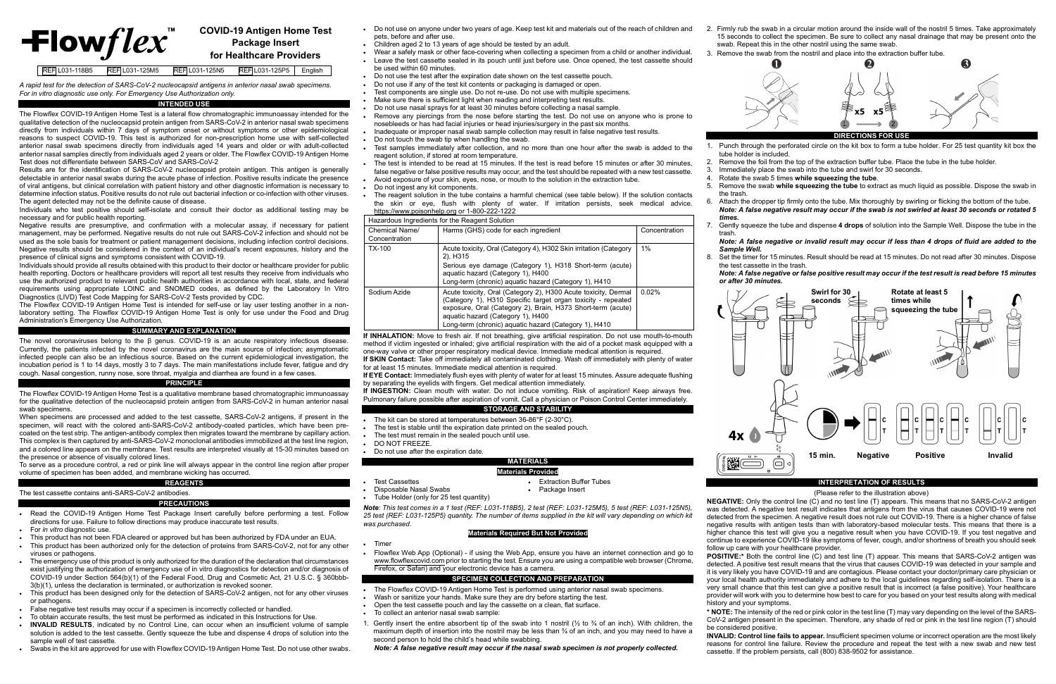# Flowflex™

## COVID-19 Antigen Home Test Package Insert for Healthcare Providers

REF L031-118B5 REF L031-125M5 REF L031-125N5 REF L031-125P5 English

*A rapid test for the detection of SARS-CoV-2 nucleocapsid antigens in anterior nasal swab specimens. For in vitro diagnostic use only. For Emergency Use Authorization only.*

### INTENDED USE

The Flow*flex* COVID-19 Antigen Home Test is a lateral flow chromatographic immunoassay intended for the qualitative detection of the nucleocapsid protein antigen from SARS-CoV-2 in anterior nasal swab specimens directly from individuals within 7 days of symptom onset or without symptoms or other epidemiological reasons to suspect COVID-19. This test is authorized for non-prescription home use with self-collected anterior nasal swab specimens directly from individuals aged 14 years and older or with adult-collected anterior nasal samples directly from individuals aged 2 years or older. The Flow*flex* COVID-19 Antigen Home Test does not differentiate between SARS-CoV and SARS-CoV-2

Results are for the identification of SARS-CoV-2 nucleocapsid protein antigen. This antigen is generally detectable in anterior nasal swabs during the acute phase of infection. Positive results indicate the presence of viral antigens, but clinical correlation with patient history and other diagnostic information is necessary to determine infection status. Positive results do not rule out bacterial infection or co-infection with other viruses. The agent detected may not be the definite cause of disease.

Individuals who test positive should self-isolate and consult their doctor as additional testing may be necessary and for public health reporting.

Negative results are presumptive, and confirmation with a molecular assay, if necessary for patient management, may be performed. Negative results do not rule out SARS-CoV-2 infection and should not be used as the sole basis for treatment or patient management decisions, including infection control decisions. Negative results should be considered in the context of an individual's recent exposures, history and the presence of clinical signs and symptoms consistent with COVID-19.

Individuals should provide all results obtained with this product to their doctor or healthcare provider for public health reporting. Doctors or healthcare providers will report all test results they receive from individuals who use the authorized product to relevant public health authorities in accordance with local, state, and federal requirements using appropriate LOINC and SNOMED codes, as defined by the Laboratory In Vitro Diagnostics (LIVD) Test Code Mapping for SARS-CoV-2 Tests provided by CDC.

The Flow*flex* COVID-19 Antigen Home Test is intended for self-use or lay user testing another in a non-laboratory setting. The Flow*flex* COVID-19 Antigen Home Test is only for use under the Food and Drug Administration's Emergency Use Authorization.

### SUMMARY AND EXPLANATION

The novel coronaviruses belong to the β genus. COVID-19 is an acute respiratory infectious disease. Currently, the patients infected by the novel coronavirus are the main source of infection; asymptomatic infected people can also be an infectious source. Based on the current epidemiological investigation, the incubation period is 1 to 14 days, mostly 3 to 7 days. The main manifestations include fever, fatigue and dry cough. Nasal congestion, runny nose, sore throat, myalgia and diarrhea are found in a few cases.

### PRINCIPLE

The Flow*flex* COVID-19 Antigen Home Test is a qualitative membrane based chromatographic immunoassay for the qualitative detection of the nucleocapsid protein antigen from SARS-CoV-2 in human anterior nasal swab specimens.

When specimens are processed and added to the test cassette, SARS-CoV-2 antigens, if present in the specimen, will react with the colored anti-SARS-CoV-2 antibody-coated particles, which have been pre-coated on the test strip. The antigen-antibody complex then migrates toward the membrane by capillary action. This complex is then captured by anti-SARS-CoV-2 monoclonal antibodies immobilized at the test line region, and a colored line appears on the membrane. Test results are interpreted visually at 15-30 minutes based on the presence or absence of visually colored lines.

To serve as a procedure control, a red or pink line will always appear in the control line region after proper volume of specimen has been added, and membrane wicking has occurred.

### REAGENTS

The test cassette contains anti-SARS-CoV-2 antibodies.

### PRECAUTIONS

- Read the COVID-19 Antigen Home Test Package Insert carefully before performing a test. Follow directions for use. Failure to follow directions may produce inaccurate test results.
- For *in vitro* diagnostic use.
- This product has not been FDA cleared or approved but has been authorized by FDA under an EUA.
- This product has been authorized only for the detection of proteins from SARS-CoV-2, not for any other viruses or pathogens.
- The emergency use of this product is only authorized for the duration of the declaration that circumstances exist justifying the authorization of emergency use of in vitro diagnostics for detection and/or diagnosis of COVID-19 under Section 564(b)(1) of the Federal Food, Drug and Cosmetic Act, 21 U.S.C. § 360bbb-3(b)(1), unless the declaration is terminated, or authorization is revoked sooner.
- This product has been designed only for the detection of SARS-CoV-2 antigen, not for any other viruses or pathogens.
- False negative test results may occur if a specimen is incorrectly collected or handled.
- To obtain accurate results, the test must be performed as indicated in this Instructions for Use.
- **INVALID RESULTS**, indicated by no Control Line, can occur when an insufficient volume of sample solution is added to the test cassette. Gently squeeze the tube and dispense 4 drops of solution into the sample well of test cassette.
- Swabs in the kit are approved for use with Flow*flex* COVID-19 Antigen Home Test. Do not use other swabs.
- Do not use on anyone under two years of age. Keep test kit and materials out of the reach of children and pets, before and after use.
- Children aged 2 to 13 years of age should be tested by an adult.
- Wear a safely mask or other face-covering when collecting a specimen from a child or another individual.
- Leave the test cassette sealed in its pouch until just before use. Once opened, the test cassette should be used within 60 minutes.
- Do not use the test after the expiration date shown on the test cassette pouch.
- Do not use if any of the test kit contents or packaging is damaged or open.
- Test components are single use. Do not re-use. Do not use with multiple specimens.
- Make sure there is sufficient light when reading and interpreting test results.
- Do not use nasal sprays for at least 30 minutes before collecting a nasal sample.
- Remove any piercings from the nose before starting the test. Do not use on anyone who is prone to nosebleeds or has had facial injuries or head injuries/surgery in the past six months.
- Inadequate or improper nasal swab sample collection may result in false negative test results.
- Do not touch the swab tip when handling the swab.
- Test samples immediately after collection, and no more than one hour after the swab is added to the reagent solution, if stored at room temperature.
- The test is intended to be read at 15 minutes. If the test is read before 15 minutes or after 30 minutes, false negative or false positive results may occur, and the test should be repeated with a new test cassette.
- Avoid exposure of your skin, eyes, nose, or mouth to the solution in the extraction tube.
- Do not ingest any kit components.
- The reagent solution in the tube contains a harmful chemical (see table below). If the solution contacts the skin or eye, flush with plenty of water. If irritation persists, seek medical advice. https://www.poisonhelp.org or 1-800-222-1222

| Hazardous Ingredients for the Reagent Solution | | |
|---|---|---|
| Chemical Name/ Concentration | Harms (GHS) code for each ingredient | Concentration |
| TX-100 | Acute toxicity, Oral (Category 4), H302 Skin irritation (Category 2), H315<br>Serious eye damage (Category 1), H318 Short-term (acute) aquatic hazard (Category 1), H400<br>Long-term (chronic) aquatic hazard (Category 1), H410 | 1% |
| Sodium Azide | Acute toxicity, Oral (Category 2), H300 Acute toxicity, Dermal (Category 1), H310 Specific target organ toxicity - repeated exposure, Oral (Category 2), Brain, H373 Short-term (acute) aquatic hazard (Category 1), H400<br>Long-term (chronic) aquatic hazard (Category 1), H410 | 0.02% |

**If INHALATION:** Move to fresh air. If not breathing, give artificial respiration. Do not use mouth-to-mouth method if victim ingested or inhaled; give artificial respiration with the aid of a pocket mask equipped with a one-way valve or other proper respiratory medical device. Immediate medical attention is required.

**If SKIN Contact:** Take off immediately all contaminated clothing. Wash off immediately with plenty of water for at least 15 minutes. Immediate medical attention is required.

**If EYE Contact:** Immediately flush eyes with plenty of water for at least 15 minutes. Assure adequate flushing by separating the eyelids with fingers. Get medical attention immediately.

**If INGESTION:** Clean mouth with water. Do not induce vomiting. Risk of aspiration! Keep airways free. Pulmonary failure possible after aspiration of vomit. Call a physician or Poison Control Center immediately.

### STORAGE AND STABILITY

- The kit can be stored at temperatures between 36-86°F (2-30°C).
- The test is stable until the expiration date printed on the sealed pouch.
- The test must remain in the sealed pouch until use.
- DO NOT FREEZE.
- Do not use after the expiration date.

### MATERIALS

#### Materials Provided

- Test Cassettes
- Extraction Buffer Tubes
- Disposable Nasal Swabs
- Package Insert
- Tube Holder (only for 25 test quantity)

***Note**: This test comes in a 1 test (REF: L031-118B5), 2 test (REF: L031-125M5), 5 test (REF: L031-125N5), 25 test (REF: L031-125P5) quantity. The number of items supplied in the kit will vary depending on which kit was purchased.*

#### Materials Required But Not Provided

- Timer
- Flow*flex* Web App (Optional) - if using the Web App, ensure you have an internet connection and go to www.flowflexcovid.com prior to starting the test. Ensure you are using a compatible web browser (Chrome, Firefox, or Safari) and your electronic device has a camera.

### SPECIMEN COLLECTION AND PREPARATION

- The Flow*flex* COVID-19 Antigen Home Test is performed using anterior nasal swab specimens.
- Wash or sanitize your hands. Make sure they are dry before starting the test.
- Open the test cassette pouch and lay the cassette on a clean, flat surface.
- To collect an anterior nasal swab sample:

1. Gently insert the entire absorbent tip of the swab into 1 nostril (½ to ¾ of an inch). With children, the maximum depth of insertion into the nostril may be less than ¾ of an inch, and you may need to have a second person to hold the child's head while swabbing.
   ***Note: A false negative result may occur if the nasal swab specimen is not properly collected.***
2. Firmly rub the swab in a circular motion around the inside wall of the nostril 5 times. Take approximately 15 seconds to collect the specimen. Be sure to collect any nasal drainage that may be present onto the swab. Repeat this in the other nostril using the same swab.
3. Remove the swab from the nostril and place into the extraction buffer tube.

### DIRECTIONS FOR USE

1. Punch through the perforated circle on the kit box to form a tube holder. For 25 test quantity kit box the tube holder is included.
2. Remove the foil from the top of the extraction buffer tube. Place the tube in the tube holder.
3. Immediately place the swab into the tube and swirl for 30 seconds.
4. Rotate the swab 5 times **while squeezing the tube**.
5. Remove the swab **while squeezing the tube** to extract as much liquid as possible. Dispose the swab in the trash.
6. Attach the dropper tip firmly onto the tube. Mix thoroughly by swirling or flicking the bottom of the tube.
   ***Note: A false negative result may occur if the swab is not swirled at least 30 seconds or rotated 5 times.***
7. Gently squeeze the tube and dispense **4 drops** of solution into the Sample Well. Dispose the tube in the trash.
   ***Note: A false negative or invalid result may occur if less than 4 drops of fluid are added to the Sample Well.***
8. Set the timer for 15 minutes. Result should be read at 15 minutes. Do not read after 30 minutes. Dispose the test cassette in the trash.
   ***Note: A false negative or false positive result may occur if the test result is read before 15 minutes or after 30 minutes.***

### INTERPRETATION OF RESULTS

(Please refer to the illustration above)

**NEGATIVE:** Only the control line (C) and no test line (T) appears. This means that no SARS-CoV-2 antigen was detected. A negative test result indicates that antigens from the virus that causes COVID-19 were not detected from the specimen. A negative result does not rule out COVID-19. There is a higher chance of false negative results with antigen tests than with laboratory-based molecular tests. This means that there is a higher chance this test will give you a negative result when you have COVID-19. If you test negative and continue to experience COVID-19 like symptoms of fever, cough, and/or shortness of breath you should seek follow up care with your healthcare provider.

**POSITIVE:*** Both the control line (C) and test line (T) appear. This means that SARS-CoV-2 antigen was detected. A positive test result means that the virus that causes COVID-19 was detected in your sample and it is very likely you have COVID-19 and are contagious. Please contact your doctor/primary care physician or your local health authority immediately and adhere to the local guidelines regarding self-isolation. There is a very small chance that this test can give a positive result that is incorrect (a false positive). Your healthcare provider will work with you to determine how best to care for you based on your test results along with medical history and your symptoms.

**\* NOTE:** The intensity of the red or pink color in the test line (T) may vary depending on the level of the SARS-CoV-2 antigen present in the specimen. Therefore, any shade of red or pink in the test line region (T) should be considered positive.

**INVALID: Control line fails to appear.** Insufficient specimen volume or incorrect operation are the most likely reasons for control line failure. Review the procedure and repeat the test with a new swab and new test cassette. If the problem persists, call (800) 838-9502 for assistance.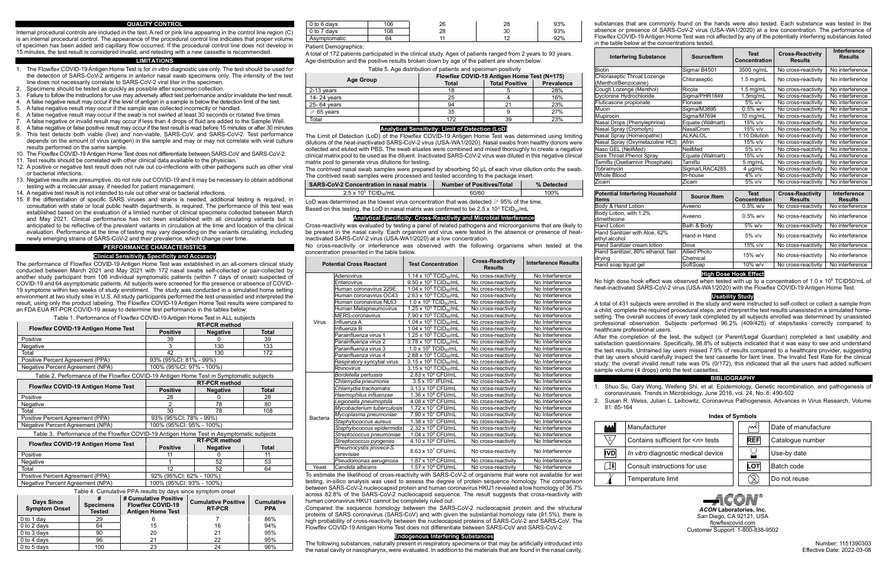## QUALITY CONTROL

Internal procedural controls are included in the test. A red or pink line appearing in the control line region (C) is an internal procedural control. The appearance of the procedural control line indicates that proper volume of specimen has been added and capillary flow occurred. If the procedural control line does not develop in 15 minutes, the test result is considered invalid, and retesting with a new cassette is recommended.

## LIMITATIONS

1. The Flow*flex* COVID-19 Antigen Home Test is for *in vitro* diagnostic use only. The test should be used for the detection of SARS-CoV-2 antigens in anterior nasal swab specimens only. The intensity of the test line does not necessarily correlate to SARS-CoV-2 viral titer in the specimen.
2. Specimens should be tested as quickly as possible after specimen collection.
3. Failure to follow the instructions for use may adversely affect test performance and/or invalidate the test result.
4. A false negative result may occur if the level of antigen in a sample is below the detection limit of the test.
5. A false negative result may occur if the sample was collected incorrectly or handled.
6. A false negative result may occur if the swab is not swirled at least 30 seconds or rotated five times
7. A false negative or invalid result may occur if less than 4 drops of fluid are added to the Sample Well.
8. A false negative or false positive result may occur if the test result is read before 15 minutes or after 30 minutes
9. This test detects both viable (live) and non-viable, SARS-CoV, and SARS-CoV-2. Test performance depends on the amount of virus (antigen) in the sample and may or may not correlate with viral culture results performed on the same sample.
10. The Flow*flex* COVID-19 Antigen Home Test does not differentiate between SARS-CoV and SARS-CoV-2.
11. Test results should be correlated with other clinical data available to the physician.
12. A positive or negative test result does not rule out co-infections with other pathogens such as other viral or bacterial infections.
13. Negative results are presumptive, do not rule out COVID-19 and it may be necessary to obtain additional testing with a molecular assay, if needed for patient management.
14. A negative test result is not intended to rule out other viral or bacterial infections.
15. If the differentiation of specific SARS viruses and strains is needed, additional testing is required, in consultation with state or local public health departments, is required. The performance of this test was established based on the evaluation of a limited number of clinical specimens collected between March and May 2021. Clinical performance has not been established with all circulating variants but is anticipated to be reflective of the prevalent variants in circulation at the time and location of the clinical evaluation. Performance at the time of testing may vary depending on the variants circulating, including newly emerging strains of SARS-CoV-2 and their prevalence, which change over time.

## PERFORMANCE CHARACTERISTICS

### Clinical Sensitivity, Specificity and Accuracy

The performance of Flow*flex* COVID-19 Antigen Home Test was established in an all-comers clinical study conducted between March 2021 and May 2021 with 172 nasal swabs self-collected or pair-collected by another study participant from 108 individual symptomatic patients (within 7 days of onset) suspected of COVID-19 and 64 asymptomatic patients. All subjects were screened for the presence or absence of COVID-19 symptoms within two weeks of study enrollment. The study was conducted in a simulated home setting environment at two study sites in U.S. All study participants performed the test unassisted and interpreted the result, using only the product labeling. The Flow*flex* COVID-19 Antigen Home Test results were compared to an FDA EUA RT-PCR COVID-19 assay to determine test performance in the tables below:

Table 1. Performance of Flow*flex* COVID-19 Antigen Home Test in ALL subjects

| Flow*flex* COVID-19 Antigen Home Test | RT-PCR method | | |
|---|---|---|---|
| | Positive | Negative | Total |
| Positive | 39 | 0 | 39 |
| Negative | 3 | 130 | 133 |
| Total | 42 | 130 | 172 |
| Positive Percent Agreement (PPA) | 93% (95%CI: 81% - 99%) | | |
| Negative Percent Agreement (NPA) | 100% (95%CI: 97% - 100%) | | |

Table 2. Performance of the Flow*flex* COVID-19 Antigen Home Test in Symptomatic subjects

| Flow*flex* COVID-19 Antigen Home Test | RT-PCR method | | |
|---|---|---|---|
| | Positive | Negative | Total |
| Positive | 28 | 0 | 28 |
| Negative | 2 | 78 | 80 |
| Total | 30 | 78 | 108 |
| Positive Percent Agreement (PPA) | 93% (95%CI: 78% - 99%) | | |
| Negative Percent Agreement (NPA) | 100% (95%CI: 95% - 100%) | | |

Table 3. Performance of the Flow*flex* COVID-19 Antigen Home Test in Asymptomatic subjects

| Flow*flex* COVID-19 Antigen Home Test | RT-PCR method | | |
|---|---|---|---|
| | Positive | Negative | Total |
| Positive | 11 | 0 | 11 |
| Negative | 1 | 52 | 53 |
| Total | 12 | 52 | 64 |
| Positive Percent Agreement (PPA) | 92% (95%CI: 62% - 100%) | | |
| Negative Percent Agreement (NPA) | 100% (95%CI: 93% - 100%) | | |

Table 4. Cumulative PPA results by days since symptom onset

| Days Since Symptom Onset | # Specimens Tested | # Cumulative Positive Flow*flex* COVID-19 Antigen Home Test | Cumulative Positive RT-PCR | Cumulative PPA |
|---|---|---|---|---|
| 0 to 1 day | 29 | 6 | 7 | 86% |
| 0 to 2 days | 64 | 15 | 16 | 94% |
| 0 to 3 days | 90 | 20 | 21 | 95% |
| 0 to 4 days | 96 | 21 | 22 | 95% |
| 0 to 5 days | 100 | 23 | 24 | 96% |
| 0 to 6 days | 106 | 26 | 28 | 93% |
| 0 to 7 days | 108 | 28 | 30 | 93% |
| Asymptomatic | 64 | 11 | 12 | 92% |

Patient Demographics:

A total of 172 patients participated in the clinical study. Ages of patients ranged from 2 years to 93 years. Age distribution and the positive results broken down by age of the patient are shown below.

Table 5. Age distribution of patients and specimen positivity

| Age Group | Flow*flex* COVID-19 Antigen Home Test (N=175) | | |
|---|---|---|---|
| | Total | Total Positive | Prevalence |
| 2-13 years | 18 | 5 | 28% |
| 14- 24 years | 25 | 4 | 16% |
| 25- 64 years | 94 | 21 | 23% |
| ⩾ 65 years | 35 | 9 | 27% |
| Total | 172 | 39 | 23% |

### Analytical Sensitivity: Limit of Detection (LoD)

The Limit of Detection (LoD) of the Flow*flex* COVID-19 Antigen Home Test was determined using limiting dilutions of the heat-inactivated SARS-CoV-2 virus (USA-WA1/2020). Nasal swabs from healthy donors were collected and eluted with PBS. The swab eluates were combined and mixed thoroughly to create a negative clinical matrix pool to be used as the diluent. Inactivated SARS-CoV-2 virus was diluted in this negative clinical matrix pool to generate virus dilutions for testing.

The contrived nasal swab samples were prepared by absorbing 50 µL of each virus dilution onto the swab. The contrived swab samples were processed and tested according to the package insert.

| SARS-CoV-2 Concentration in nasal matrix | Number of Positives/Total | % Detected |
|---|---|---|
| $2.5 \times 10^2$ $TCID_{50}$/mL | 60/60 | 100% |

LoD was determined as the lowest virus concentration that was detected ⩾ 95% of the time.

Based on this testing, the LoD in nasal matrix was confirmed to be $2.5 \times 10^2$ $TCID_{50}$/mL

### Analytical Specificity: Cross-Reactivity and Microbial Interference

Cross-reactivity was evaluated by testing a panel of related pathogens and microorganisms that are likely to be present in the nasal cavity. Each organism and virus were tested in the absence or presence of heat-inactivated SARS-CoV-2 virus (USA-WA1/2020) at a low concentration.

No cross-reactivity or interference was observed with the following organisms when tested at the concentration presented in the table below.

| Potential Cross Reactant | | Test Concentration | Cross-Reactivity Results | Interference Results |
|---|---|---|---|---|
| Virus | Adenovirus | $1.14 \times 10^6$ $TCID_{50}$/mL | No cross-reactivity | No Interference |
| | Enterovirus | $9.50 \times 10^5$ $TCID_{50}$/mL | No cross-reactivity | No Interference |
| | Human coronavirus 229E | $1.04 \times 10^5$ $TCID_{50}$/mL | No cross-reactivity | No Interference |
| | Human coronavirus OC43 | $2.63 \times 10^5$ $TCID_{50}$/mL | No cross-reactivity | No Interference |
| | Human coronavirus NL63 | $1.0 \times 10^5$ $TCID_{50}$/mL | No cross-reactivity | No Interference |
| | Human Metapneumovirus | $1.25 \times 10^5$ $TCID_{50}$/mL | No cross-reactivity | No Interference |
| | MERS-coronavirus | $7.90 \times 10^5$ $TCID_{50}$/mL | No cross-reactivity | No Interference |
| | Influenza A | $1.04 \times 10^5$ $TCID_{50}$/mL | No cross-reactivity | No Interference |
| | Influenza B | $1.04 \times 10^5$ $TCID_{50}$/mL | No cross-reactivity | No Interference |
| | Parainfluenza virus 1 | $1.25 \times 10^5$ $TCID_{50}$/mL | No cross-reactivity | No Interference |
| | Parainfluenza virus 2 | $3.78 \times 10^5$ $TCID_{50}$/mL | No cross-reactivity | No Interference |
| | Parainfluenza virus 3 | $1.0 \times 10^5$ $TCID_{50}$/mL | No cross-reactivity | No Interference |
| | Parainfluenza virus 4 | $2.88 \times 10^6$ $TCID_{50}$/mL | No cross-reactivity | No Interference |
| | Respiratory syncytial virus | $3.15 \times 10^5$ $TCID_{50}$/mL | No cross-reactivity | No Interference |
| | Rhinovirus | $3.15 \times 10^5$ $TCID_{50}$/mL | No cross-reactivity | No Interference |
| Bacteria | *Bordetella pertussis* | $2.83 \times 10^9$ CFU/mL | No cross-reactivity | No Interference |
| | *Chlamydia pneumonia* | $3.5 \times 10^7$ IFU/mL | No cross-reactivity | No Interference |
| | *Chlamydia trachomatis* | $3.13 \times 10^8$ CFU/mL | No cross-reactivity | No Interference |
| | *Haemophilus influenzae* | $1.36 \times 10^8$ CFU/mL | No cross-reactivity | No Interference |
| | *Legionella pneumophila* | $4.08 \times 10^9$ CFU/mL | No cross-reactivity | No Interference |
| | *Mycobacterium tuberculosis* | $1.72 \times 10^7$ CFU/mL | No cross-reactivity | No Interference |
| | *Mycoplasma pneumoniae* | $7.90 \times 10^7$ CFU/mL | No cross-reactivity | No Interference |
| | *Staphylococcus aureus* | $1.38 \times 10^7$ CFU/mL | No cross-reactivity | No Interference |
| | *Staphylococcus epidermidis* | $2.32 \times 10^9$ CFU/mL | No cross-reactivity | No Interference |
| | *Streptococcus pneumoniae* | $1.04 \times 10^8$ CFU/mL | No cross-reactivity | No Interference |
| | *Streptococcus pyogenes* | $4.10 \times 10^6$ CFU/mL | No cross-reactivity | No Interference |
| | *Pneumocystis jirovecii-S. cerevisiae* | $8.63 \times 10^7$ CFU/mL | No cross-reactivity | No Interference |
| | *Pseudomonas aeruginosa* | $1.87 \times 10^8$ CFU/mL | No cross-reactivity | No Interference |
| Yeast | *Candida albicans* | $1.57 \times 10^8$ CFU/mL | No cross-reactivity | No Interference |

To estimate the likelihood of cross-reactivity with SARS-CoV-2 of organisms that were not available for wet testing, in-silico analysis was used to assess the degree of protein sequence homology. The comparison between SARS-CoV-2 nucleocapsid protein and human coronavirus HKU1 revealed a low homology of 36.7% across 82.8% of the SARS-CoV-2 nucleocapsid sequence. The result suggests that cross-reactivity with human coronavirus HKU1 cannot be completely ruled out.

Compared the sequence homology between the SARS-CoV-2 nucleocapsid protein and the structural proteins of SARS coronavirus (SARS-CoV) and with given the substantial homology rate (91.5%), there is high probability of cross-reactivity between the nucleocapsid proteins of SARS-CoV-2 and SARS-CoV. The Flow*flex* COVID-19 Antigen Home Test does not differentiate between SARS-CoV and SARS-CoV-2.

### Endogenous Interfering Substances

The following substances, naturally present in respiratory specimens or that may be artificially introduced into the nasal cavity or nasopharynx, were evaluated. In addition to the materials that are found in the nasal cavity, substances that are commonly found on the hands were also tested. Each substance was tested in the absence or presence of SARS-CoV-2 virus (USA-WA1/2020) at a low concentration. The performance of Flow*flex* COVID-19 Antigen Home Test was not affected by any of the potentially interfering substances listed in the table below at the concentrations tested.

| Interfering Substance | Source/Item | Test Concentration | Cross-Reactivity Results | Interference Results |
|---|---|---|---|---|
| Biotin | Sigma/ B4501 | 3500 ng/mL | No cross-reactivity | No interference |
| Chloraseptic Throat Lozenge (Menthol/Benzocaine) | Chloraseptic | 1.5 mg/mL | No cross-reactivity | No interference |
| Cough Lozenge (Menthol) | Ricola | 1.5 mg/mL | No cross-reactivity | No interference |
| Dyclonine Hydrochloride | Sigma/PHR1849 | 1.5mg/mL | No cross-reactivity | No interference |
| Fluticasone propionate | Flonase | 5% v/v | No cross-reactivity | No interference |
| Mucin | Sigma/M3895 | 0.5% w/v | No cross-reactivity | No interference |
| Mupirocin | Sigma/M7694 | 10 mg/mL | No cross-reactivity | No interference |
| Nasal Drops (Phenylephrine) | Equate (Walmart) | 15% v/v | No cross-reactivity | No interference |
| Nasal Spray (Cromolyn) | NasalCrom | 15% v/v | No cross-reactivity | No interference |
| Nasal Spray (Homeopathic) | ALKALOL | 1:10 Dilution | No cross-reactivity | No interference |
| Nasal Spray (Oxymetazoline HCl) | Afrin | 15% v/v | No cross-reactivity | No interference |
| Naso GEL (NeilMed) | NeilMed | 5% v/v | No cross-reactivity | No interference |
| Sore Throat Phenol Spray | Equate (Walmart) | 15% v/v | No cross-reactivity | No interference |
| Tamiflu (Oseltamivir Phosphate) | Tamiflu | 5 mg/mL | No cross-reactivity | No interference |
| Tobramycin | Sigma/LRAC4285 | 4 µg/mL | No cross-reactivity | No interference |
| Whole Blood | In-house | 4% v/v | No cross-reactivity | No interference |
| Zicam | Zicam | 5% v/v | No cross-reactivity | No interference |

| Potential Interfering Household Items | Source /Item | Test Concentration | Cross-Reactivity Results | Interference Results |
|---|---|---|---|---|
| Body & Hand Lotion | Aveeno | 0.5% w/v | No cross-reactivity | No interference |
| Body Lotion, with 1.2% dimethicone | Aveeno | 0.5% w/v | No cross-reactivity | No interference |
| Hand Lotion | Bath & Body | 5% w/v | No cross-reactivity | No interference |
| Hand Sanitizer with Aloe, 62% ethyl alcohol | Hand in Hand | 5% v/v | No cross-reactivity | No interference |
| Hand Sanitizer cream lotion | Dove | 15% v/v | No cross-reactivity | No interference |
| Hand Sanitizer, 80% ethanol, fast drying | Allied Photo Chemical | 15% w/v | No cross-reactivity | No interference |
| Hand soap liquid gel | SoftSoap | 10% w/v | No cross-reactivity | No interference |

### High Dose Hook Effect

No high dose hook effect was observed when tested with up to a concentration of $1.0 \times 10^6$ TCID50/mL of heat-inactivated SARS-CoV-2 virus (USA-WA1/2020) with the Flow*flex* COVID-19 Antigen Home Test.

### Usability Study

A total of 431 subjects were enrolled in the study and were instructed to self-collect or collect a sample from a child, complete the required procedural steps, and interpret the test results unassisted in a simulated home-setting. The overall success of every task completed by all subjects enrolled was determined by unassisted professional observation. Subjects performed 96.2% (409/425) of steps/tasks correctly compared to healthcare professional users.

After the completion of the test, the subject (or Parent/Legal Guardian) completed a test usability and satisfaction questionnaire. Specifically, 98.8% of subjects indicated that it was easy to see and understand the test results. Untrained lay users missed 7.9% of results compared to a healthcare provider, suggesting that lay users should carefully inspect the test cassette for faint lines. The Invalid Test Rate for the clinical study: the overall invalid result rate was 0% (0/172), this indicated that all the users had added sufficient sample volume (4 drops) onto the test cassettes.

## BIBLIOGRAPHY

1. Shuo Su, Gary Wong, Weifeng Shi, et al. Epidemiology, Genetic recombination, and pathogenesis of coronaviruses. Trends in Microbiology, June 2016, vol. 24, No. 6: 490-502
2. Susan R. Weiss, Julian L. Leibowitz, Coronavirus Pathogenesis, Advances in Virus Research, Volume 81: 85-164

### Index of Symbols

| | | | |
|---|---|---|---|
| | Manufacturer | | Date of manufacture |
| | Contains sufficient for <n> tests | REF | Catalogue number |
| IVD | *In vitro* diagnostic medical device | | Use-by date |
| | Consult instructions for use | LOT | Batch code |
| | Temperature limit | | Do not reuse |

**ACON Laboratories, Inc.**
San Diego, CA 92121, USA
flowflexcovid.com
Customer Support: 1-800-838-9502

Number: 1151390303
Effective Date: 2022-03-08